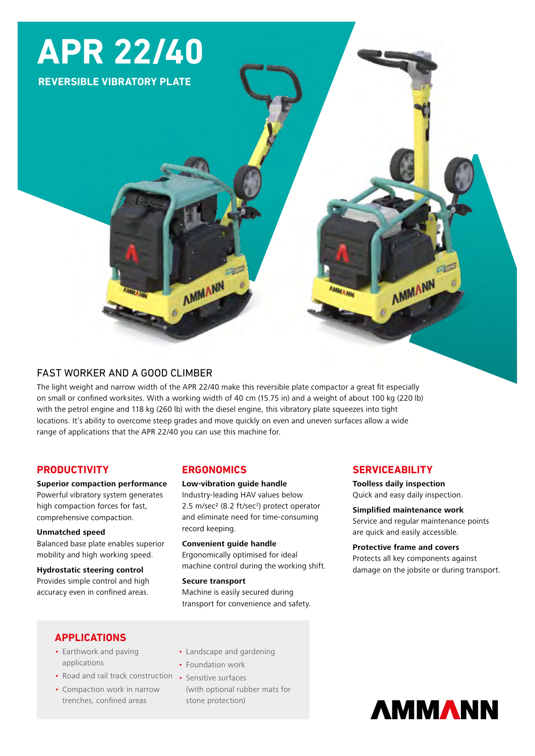# APR 22/40

**REVERSIBLE VIBRATORY PLATE**

## FAST WORKER AND A GOOD CLIMBER

The light weight and narrow width of the APR 22/40 make this reversible plate compactor a great fit especially on small or confined worksites. With a working width of 40 cm (15.75 in) and a weight of about 100 kg (220 lb) with the petrol engine and 118 kg (260 lb) with the diesel engine, this vibratory plate squeezes into tight locations. It's ability to overcome steep grades and move quickly on even and uneven surfaces allow a wide range of applications that the APR 22/40 you can use this machine for.

## PRODUCTIVITY

**Superior compaction performance**
Powerful vibratory system generates high compaction forces for fast, comprehensive compaction.

**Unmatched speed**
Balanced base plate enables superior mobility and high working speed.

**Hydrostatic steering control**
Provides simple control and high accuracy even in confined areas.

## ERGONOMICS

**Low-vibration guide handle**
Industry-leading HAV values below 2.5 m/sec² (8.2 ft/sec²) protect operator and eliminate need for time-consuming record keeping.

**Convenient guide handle**
Ergonomically optimised for ideal machine control during the working shift.

**Secure transport**
Machine is easily secured during transport for convenience and safety.

## SERVICEABILITY

**Toolless daily inspection**
Quick and easy daily inspection.

**Simplified maintenance work**
Service and regular maintenance points are quick and easily accessible.

**Protective frame and covers**
Protects all key components against damage on the jobsite or during transport.

## APPLICATIONS

- Earthwork and paving applications
- Road and rail track construction
- Compaction work in narrow trenches, confined areas
- Landscape and gardening
- Foundation work
- Sensitive surfaces (with optional rubber mats for stone protection)

AMMANN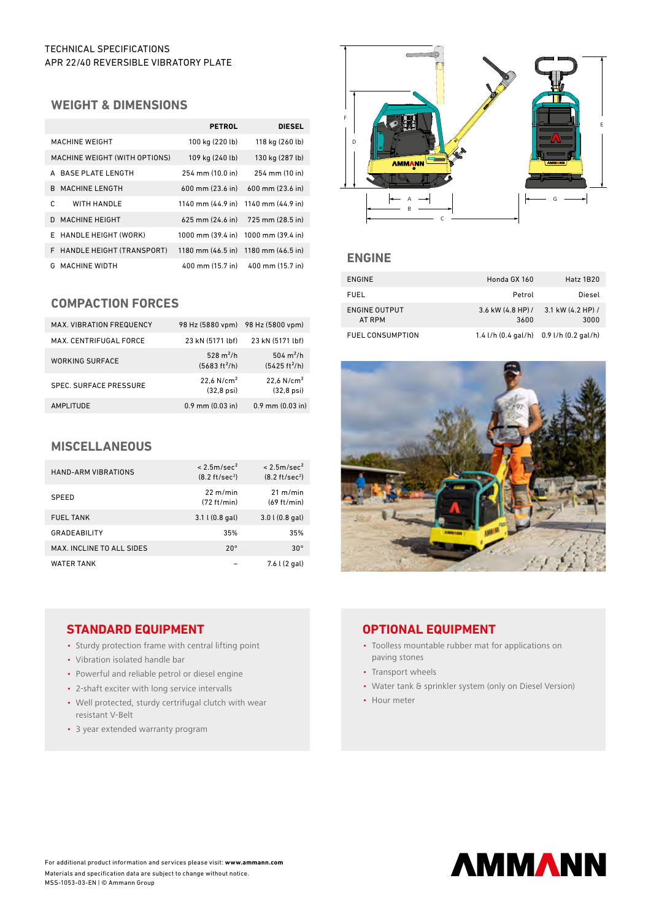TECHNICAL SPECIFICATIONS
APR 22/40 REVERSIBLE VIBRATORY PLATE

## WEIGHT & DIMENSIONS

| | PETROL | DIESEL |
|---|---|---|
| MACHINE WEIGHT | 100 kg (220 lb) | 118 kg (260 lb) |
| MACHINE WEIGHT (WITH OPTIONS) | 109 kg (240 lb) | 130 kg (287 lb) |
| A BASE PLATE LENGTH | 254 mm (10.0 in) | 254 mm (10 in) |
| B MACHINE LENGTH | 600 mm (23.6 in) | 600 mm (23.6 in) |
| C WITH HANDLE | 1140 mm (44.9 in) | 1140 mm (44.9 in) |
| D MACHINE HEIGHT | 625 mm (24.6 in) | 725 mm (28.5 in) |
| E HANDLE HEIGHT (WORK) | 1000 mm (39.4 in) | 1000 mm (39.4 in) |
| F HANDLE HEIGHT (TRANSPORT) | 1180 mm (46.5 in) | 1180 mm (46.5 in) |
| G MACHINE WIDTH | 400 mm (15.7 in) | 400 mm (15.7 in) |

## COMPACTION FORCES

| | | |
|---|---|---|
| MAX. VIBRATION FREQUENCY | 98 Hz (5880 vpm) | 98 Hz (5800 vpm) |
| MAX. CENTRIFUGAL FORCE | 23 kN (5171 lbf) | 23 kN (5171 lbf) |
| WORKING SURFACE | 528 m²/h (5683 ft²/h) | 504 m²/h (5425 ft²/h) |
| SPEC. SURFACE PRESSURE | 22,6 N/cm² (32,8 psi) | 22,6 N/cm² (32,8 psi) |
| AMPLITUDE | 0.9 mm (0.03 in) | 0.9 mm (0.03 in) |

## MISCELLANEOUS

| | | |
|---|---|---|
| HAND-ARM VIBRATIONS | < 2.5m/sec² (8.2 ft/sec²) | < 2.5m/sec² (8.2 ft/sec²) |
| SPEED | 22 m/min (72 ft/min) | 21 m/min (69 ft/min) |
| FUEL TANK | 3.1 l (0.8 gal) | 3.0 l (0.8 gal) |
| GRADEABILITY | 35% | 35% |
| MAX. INCLINE TO ALL SIDES | 20° | 30° |
| WATER TANK | – | 7.6 l (2 gal) |

## ENGINE

| | | |
|---|---|---|
| ENGINE | Honda GX 160 | Hatz 1B20 |
| FUEL | Petrol | Diesel |
| ENGINE OUTPUT AT RPM | 3.6 kW (4.8 HP) / 3600 | 3.1 kW (4.2 HP) / 3000 |
| FUEL CONSUMPTION | 1.4 l/h (0.4 gal/h) | 0.9 l/h (0.2 gal/h) |

## STANDARD EQUIPMENT

- Sturdy protection frame with central lifting point
- Vibration isolated handle bar
- Powerful and reliable petrol or diesel engine
- 2-shaft exciter with long service intervals
- Well protected, sturdy certrifugal clutch with wear resistant V-Belt
- 3 year extended warranty program

## OPTIONAL EQUIPMENT

- Toolless mountable rubber mat for applications on paving stones
- Transport wheels
- Water tank & sprinkler system (only on Diesel Version)
- Hour meter

For additional product information and services please visit: **www.ammann.com**
Materials and specification data are subject to change without notice.
MSS-1053-03-EN | © Ammann Group